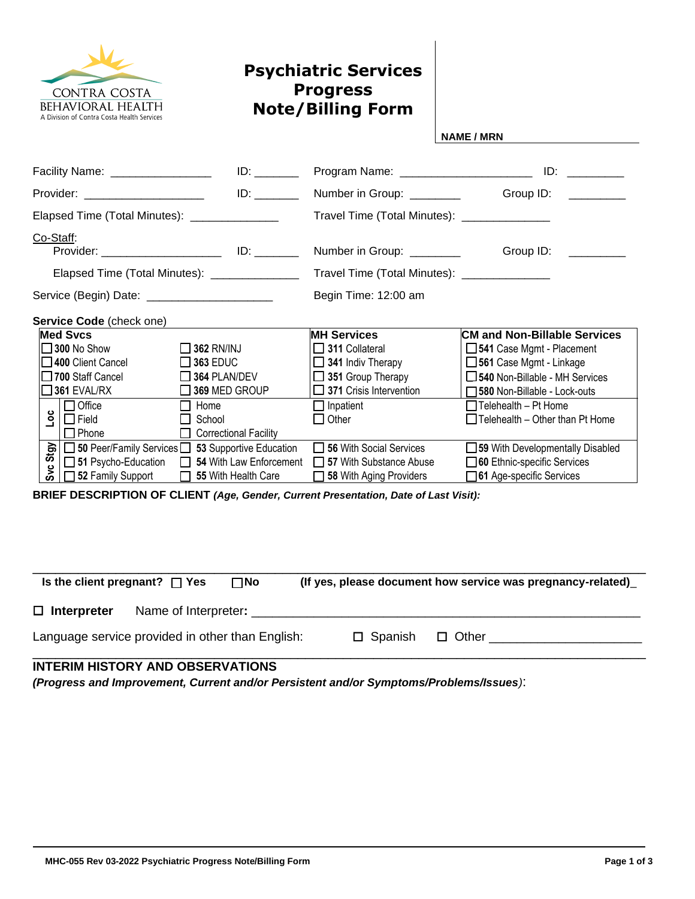CONTRA COSTA BEHAVIORAL HEALTH
A Division of Contra Costa Health Services

# Psychiatric Services Progress Note/Billing Form

**NAME / MRN**

Facility Name: ________________ ID: _______ Program Name: ______________________ ID: _________

Provider: ____________________ ID: _______ Number in Group: ________ Group ID: _________

Elapsed Time (Total Minutes): ______________ Travel Time (Total Minutes): ______________

Co-Staff:
Provider: ____________________ ID: _______ Number in Group: ________ Group ID: _________

Elapsed Time (Total Minutes): ______________ Travel Time (Total Minutes): ______________

Service (Begin) Date: ____________________ Begin Time: 12:00 am

**Service Code** (check one)

| | **Med Svcs** | | **MH Services** | **CM and Non-Billable Services** |
|---|---|---|---|---|
| | ☐ **300** No Show | ☐ **362** RN/INJ | ☐ **311** Collateral | ☐ **541** Case Mgmt - Placement |
| | ☐ **400** Client Cancel | ☐ **363** EDUC | ☐ **341** Indiv Therapy | ☐ **561** Case Mgmt - Linkage |
| | ☐ **700** Staff Cancel | ☐ **364** PLAN/DEV | ☐ **351** Group Therapy | ☐ **540** Non-Billable - MH Services |
| | ☐ **361** EVAL/RX | ☐ **369** MED GROUP | ☐ **371** Crisis Intervention | ☐ **580** Non-Billable - Lock-outs |
| **Loc** | ☐ Office | ☐ Home | ☐ Inpatient | ☐ Telehealth – Pt Home |
| | ☐ Field | ☐ School | ☐ Other | ☐ Telehealth – Other than Pt Home |
| | ☐ Phone | ☐ Correctional Facility | | |
| **Svc Stgy** | ☐ **50** Peer/Family Services | ☐ **53** Supportive Education | ☐ **56** With Social Services | ☐ **59** With Developmentally Disabled |
| | ☐ **51** Psycho-Education | ☐ **54** With Law Enforcement | ☐ **57** With Substance Abuse | ☐ **60** Ethnic-specific Services |
| | ☐ **52** Family Support | ☐ **55** With Health Care | ☐ **58** With Aging Providers | ☐ **61** Age-specific Services |

**BRIEF DESCRIPTION OF CLIENT** ***(Age, Gender, Current Presentation, Date of Last Visit):***

**Is the client pregnant?** ☐ **Yes** ☐ **No** **(If yes, please document how service was pregnancy-related)**_

☐ **Interpreter** Name of Interpreter**:** ______________________________________________________

Language service provided in other than English: ☐ Spanish ☐ Other ______________________

## INTERIM HISTORY AND OBSERVATIONS

***(Progress and Improvement, Current and/or Persistent and/or Symptoms/Problems/Issues)***:

MHC-055 Rev 03-2022 Psychiatric Progress Note/Billing Form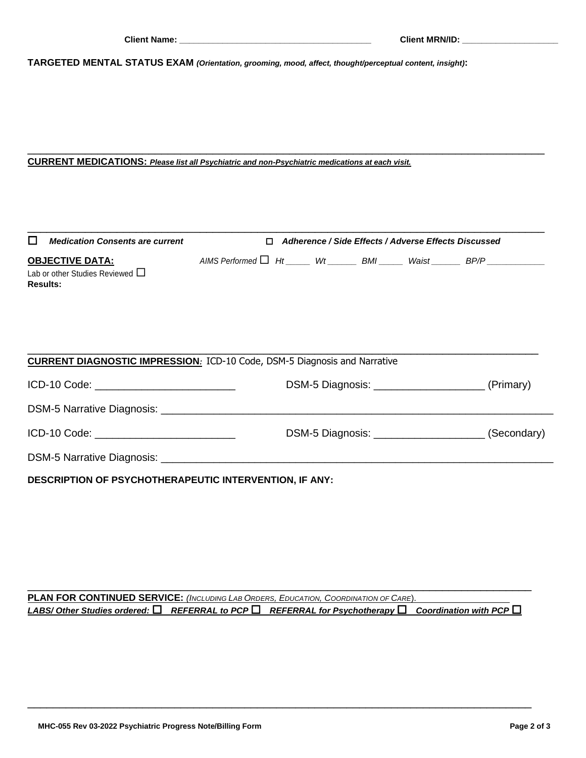**Client Name:** ________________________________________ **Client MRN/ID:** ____________________

**TARGETED MENTAL STATUS EXAM** ***(Orientation, grooming, mood, affect, thought/perceptual content, insight)*****:**

---

**CURRENT MEDICATIONS:** ***Please list all Psychiatric and non-Psychiatric medications at each visit.***

---

☐ ***Medication Consents are current*** ☐ ***Adherence / Side Effects / Adverse Effects Discussed***

**OBJECTIVE DATA:** *AIMS Performed* ☐ *Ht* _____ *Wt* ______ *BMI* _____ *Waist* ______ *BP/P* ____________

Lab or other Studies Reviewed ☐

**Results:**

---

**CURRENT DIAGNOSTIC IMPRESSION:** ICD-10 Code, DSM-5 Diagnosis and Narrative

ICD-10 Code: ________________________ DSM-5 Diagnosis: ___________________ (Primary)

DSM-5 Narrative Diagnosis: ____________________________________________________________________

ICD-10 Code: ________________________ DSM-5 Diagnosis: ___________________ (Secondary)

DSM-5 Narrative Diagnosis: ____________________________________________________________________

**DESCRIPTION OF PSYCHOTHERAPEUTIC INTERVENTION, IF ANY:**

---

**PLAN FOR CONTINUED SERVICE:** *(Including Lab Orders, Education, Coordination of Care).*

***LABS/ Other Studies ordered:*** ☐ ***REFERRAL to PCP*** ☐ ***REFERRAL for Psychotherapy*** ☐ ***Coordination with PCP*** ☐

---

**MHC-055 Rev 03-2022 Psychiatric Progress Note/Billing Form**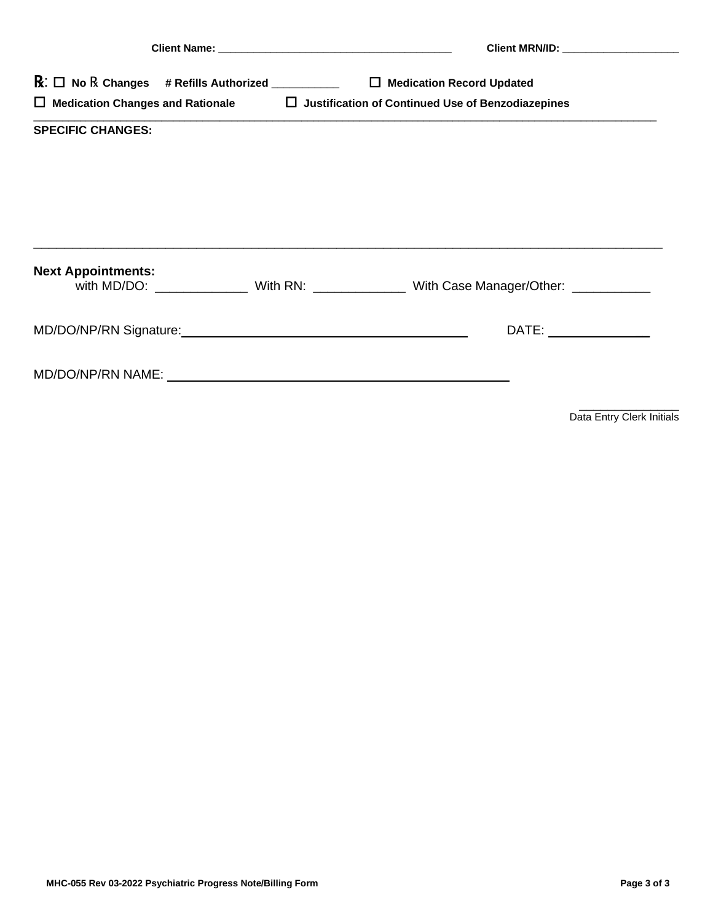**Client Name:** ________________________________________ **Client MRN/ID:** ____________________

**℞:** ☐ **No ℞ Changes** **# Refills Authorized** ___________ ☐ **Medication Record Updated**

☐ **Medication Changes and Rationale** ☐ **Justification of Continued Use of Benzodiazepines**

---

**SPECIFIC CHANGES:**

---

**Next Appointments:**

with MD/DO: _____________ With RN: _____________ With Case Manager/Other: ___________

MD/DO/NP/RN Signature: ________________________________________ DATE: ______________

MD/DO/NP/RN NAME: ________________________________________________

________________
Data Entry Clerk Initials

MHC-055 Rev 03-2022 Psychiatric Progress Note/Billing Form